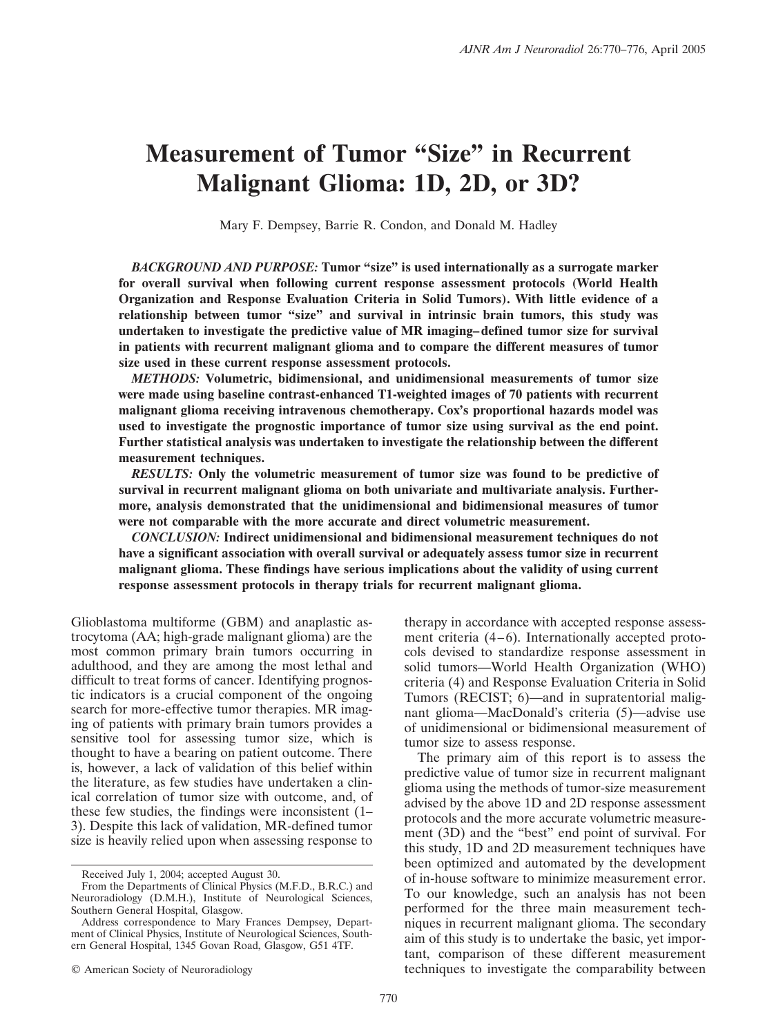# Measurement of Tumor "Size" in Recurrent Malignant Glioma: 1D, 2D, or 3D?

Mary F. Dempsey, Barrie R. Condon, and Donald M. Hadley

***BACKGROUND AND PURPOSE:*** **Tumor "size" is used internationally as a surrogate marker for overall survival when following current response assessment protocols (World Health Organization and Response Evaluation Criteria in Solid Tumors). With little evidence of a relationship between tumor "size" and survival in intrinsic brain tumors, this study was undertaken to investigate the predictive value of MR imaging–defined tumor size for survival in patients with recurrent malignant glioma and to compare the different measures of tumor size used in these current response assessment protocols.**

***METHODS:*** **Volumetric, bidimensional, and unidimensional measurements of tumor size were made using baseline contrast-enhanced T1-weighted images of 70 patients with recurrent malignant glioma receiving intravenous chemotherapy. Cox's proportional hazards model was used to investigate the prognostic importance of tumor size using survival as the end point. Further statistical analysis was undertaken to investigate the relationship between the different measurement techniques.**

***RESULTS:*** **Only the volumetric measurement of tumor size was found to be predictive of survival in recurrent malignant glioma on both univariate and multivariate analysis. Furthermore, analysis demonstrated that the unidimensional and bidimensional measures of tumor were not comparable with the more accurate and direct volumetric measurement.**

***CONCLUSION:*** **Indirect unidimensional and bidimensional measurement techniques do not have a significant association with overall survival or adequately assess tumor size in recurrent malignant glioma. These findings have serious implications about the validity of using current response assessment protocols in therapy trials for recurrent malignant glioma.**

Glioblastoma multiforme (GBM) and anaplastic astrocytoma (AA; high-grade malignant glioma) are the most common primary brain tumors occurring in adulthood, and they are among the most lethal and difficult to treat forms of cancer. Identifying prognostic indicators is a crucial component of the ongoing search for more-effective tumor therapies. MR imaging of patients with primary brain tumors provides a sensitive tool for assessing tumor size, which is thought to have a bearing on patient outcome. There is, however, a lack of validation of this belief within the literature, as few studies have undertaken a clinical correlation of tumor size with outcome, and, of these few studies, the findings were inconsistent (1–3). Despite this lack of validation, MR-defined tumor size is heavily relied upon when assessing response to therapy in accordance with accepted response assessment criteria (4–6). Internationally accepted protocols devised to standardize response assessment in solid tumors—World Health Organization (WHO) criteria (4) and Response Evaluation Criteria in Solid Tumors (RECIST; 6)—and in supratentorial malignant glioma—MacDonald's criteria (5)—advise use of unidimensional or bidimensional measurement of tumor size to assess response.

The primary aim of this report is to assess the predictive value of tumor size in recurrent malignant glioma using the methods of tumor-size measurement advised by the above 1D and 2D response assessment protocols and the more accurate volumetric measurement (3D) and the "best" end point of survival. For this study, 1D and 2D measurement techniques have been optimized and automated by the development of in-house software to minimize measurement error. To our knowledge, such an analysis has not been performed for the three main measurement techniques in recurrent malignant glioma. The secondary aim of this study is to undertake the basic, yet important, comparison of these different measurement techniques to investigate the comparability between

Received July 1, 2004; accepted August 30.

From the Departments of Clinical Physics (M.F.D., B.R.C.) and Neuroradiology (D.M.H.), Institute of Neurological Sciences, Southern General Hospital, Glasgow.

Address correspondence to Mary Frances Dempsey, Department of Clinical Physics, Institute of Neurological Sciences, Southern General Hospital, 1345 Govan Road, Glasgow, G51 4TF.

© American Society of Neuroradiology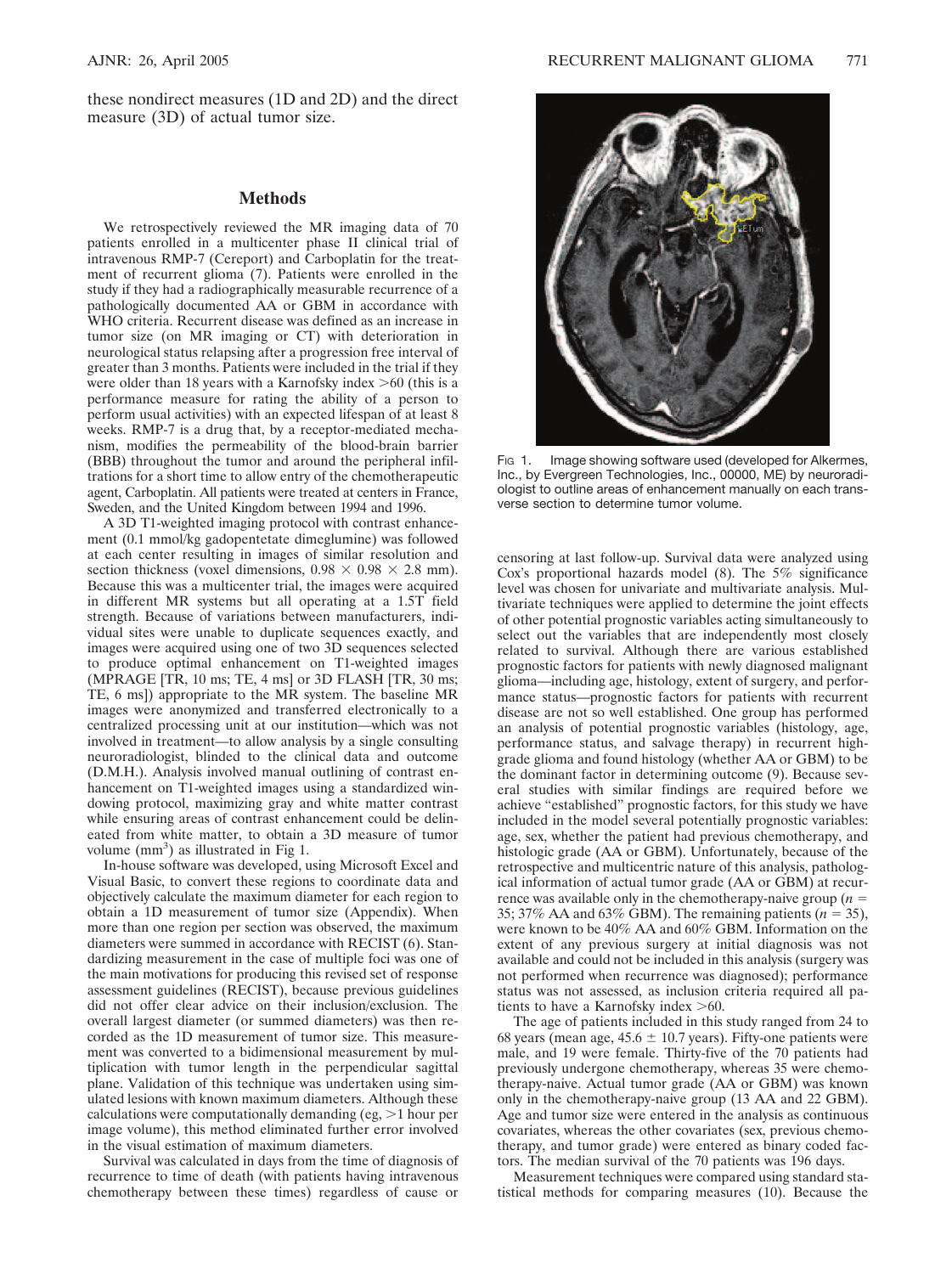these nondirect measures (1D and 2D) and the direct measure (3D) of actual tumor size.

## Methods

We retrospectively reviewed the MR imaging data of 70 patients enrolled in a multicenter phase II clinical trial of intravenous RMP-7 (Cereport) and Carboplatin for the treatment of recurrent glioma (7). Patients were enrolled in the study if they had a radiographically measurable recurrence of a pathologically documented AA or GBM in accordance with WHO criteria. Recurrent disease was defined as an increase in tumor size (on MR imaging or CT) with deterioration in neurological status relapsing after a progression free interval of greater than 3 months. Patients were included in the trial if they were older than 18 years with a Karnofsky index >60 (this is a performance measure for rating the ability of a person to perform usual activities) with an expected lifespan of at least 8 weeks. RMP-7 is a drug that, by a receptor-mediated mechanism, modifies the permeability of the blood-brain barrier (BBB) throughout the tumor and around the peripheral infiltrations for a short time to allow entry of the chemotherapeutic agent, Carboplatin. All patients were treated at centers in France, Sweden, and the United Kingdom between 1994 and 1996.

A 3D T1-weighted imaging protocol with contrast enhancement (0.1 mmol/kg gadopentetate dimeglumine) was followed at each center resulting in images of similar resolution and section thickness (voxel dimensions, $0.98 \times 0.98 \times 2.8$ mm). Because this was a multicenter trial, the images were acquired in different MR systems but all operating at a 1.5T field strength. Because of variations between manufacturers, individual sites were unable to duplicate sequences exactly, and images were acquired using one of two 3D sequences selected to produce optimal enhancement on T1-weighted images (MPRAGE [TR, 10 ms; TE, 4 ms] or 3D FLASH [TR, 30 ms; TE, 6 ms]) appropriate to the MR system. The baseline MR images were anonymized and transferred electronically to a centralized processing unit at our institution—which was not involved in treatment—to allow analysis by a single consulting neuroradiologist, blinded to the clinical and outcome (D.M.H.). Analysis involved manual outlining of contrast enhancement on T1-weighted images using a standardized windowing protocol, maximizing gray and white matter contrast while ensuring areas of contrast enhancement could be delineated from white matter, to obtain a 3D measure of tumor volume ($mm^3$) as illustrated in Fig 1.

In-house software was developed, using Microsoft Excel and Visual Basic, to convert these regions to coordinate data and objectively calculate the maximum diameter for each region to obtain a 1D measurement of tumor size (Appendix). When more than one region per section was observed, the maximum diameters were summed in accordance with RECIST (6). Standardizing measurement in the case of multiple foci was one of the main motivations for producing this revised set of response assessment guidelines (RECIST), because previous guidelines did not offer clear advice on their inclusion/exclusion. The overall largest diameter (or summed diameters) was then recorded as the 1D measurement of tumor size. This measurement was converted to a bidimensional measurement by multiplication with tumor length in the perpendicular sagittal plane. Validation of this technique was undertaken using simulated lesions with known maximum diameters. Although these calculations were computationally demanding (eg, >1 hour per image volume), this method eliminated further error involved in the visual estimation of maximum diameters.

Survival was calculated in days from the time of diagnosis of recurrence to time of death (with patients having intravenous chemotherapy between these times) regardless of cause or censoring at last follow-up. Survival data were analyzed using Cox's proportional hazards model (8). The 5% significance level was chosen for univariate and multivariate analysis. Multivariate techniques were applied to determine the joint effects of other potential prognostic variables acting simultaneously to select out the variables that are independently most closely related to survival. Although there are various established prognostic factors for patients with newly diagnosed malignant glioma—including age, histology, extent of surgery, and performance status—prognostic factors for patients with recurrent disease are not so well established. One group has performed an analysis of potential prognostic variables (histology, age, performance status, and salvage therapy) in recurrent high-grade glioma and found histology (whether AA or GBM) to be the dominant factor in determining outcome (9). Because several studies with similar findings are required before we achieve "established" prognostic factors, for this study we have included in the model several potentially prognostic variables: age, sex, whether the patient had previous chemotherapy, and histologic grade (AA or GBM). Unfortunately, because of the retrospective and multicentric nature of this analysis, pathological information of actual tumor grade (AA or GBM) at recurrence was available only in the chemotherapy-naive group ($n = 35$; 37% AA and 63% GBM). The remaining patients ($n = 35$), were known to be 40% AA and 60% GBM. Information on the extent of any previous surgery at initial diagnosis was not available and could not be included in this analysis (surgery was not performed when recurrence was diagnosed); performance status was not assessed, as inclusion criteria required all patients to have a Karnofsky index >60.

The age of patients included in this study ranged from 24 to 68 years (mean age, $45.6 \pm 10.7$ years). Fifty-one patients were male, and 19 were female. Thirty-five of the 70 patients had previously undergone chemotherapy, whereas 35 were chemotherapy-naive. Actual tumor grade (AA or GBM) was known only in the chemotherapy-naive group (13 AA and 22 GBM). Age and tumor size were entered in the analysis as continuous covariates, whereas the other covariates (sex, previous chemotherapy, and tumor grade) were entered as binary coded factors. The median survival of the 70 patients was 196 days.

Measurement techniques were compared using standard statistical methods for comparing measures (10). Because the

Fig 1. Image showing software used (developed for Alkermes, Inc., by Evergreen Technologies, Inc., 00000, ME) by neuroradiologist to outline areas of enhancement manually on each transverse section to determine tumor volume.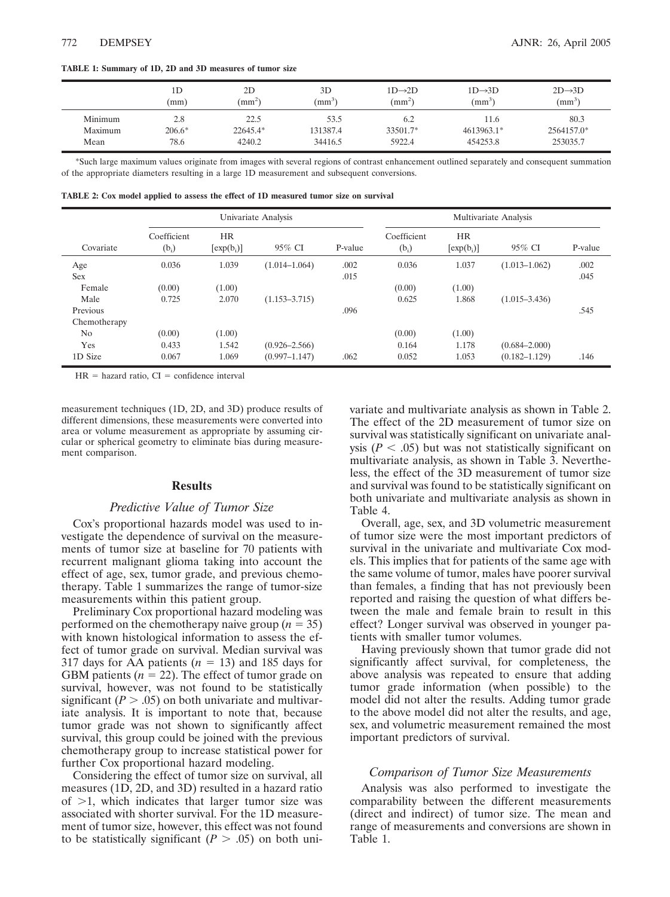**TABLE 1: Summary of 1D, 2D and 3D measures of tumor size**

| | 1D (mm) | 2D (mm$^2$) | 3D (mm$^3$) | 1D→2D (mm$^2$) | 1D→3D (mm$^3$) | 2D→3D (mm$^3$) |
|---|---|---|---|---|---|---|
| Minimum | 2.8 | 22.5 | 53.5 | 6.2 | 11.6 | 80.3 |
| Maximum | 206.6* | 22645.4* | 131387.4 | 33501.7* | 4613963.1* | 2564157.0* |
| Mean | 78.6 | 4240.2 | 34416.5 | 5922.4 | 454253.8 | 253035.7 |

*Such large maximum values originate from images with several regions of contrast enhancement outlined separately and consequent summation of the appropriate diameters resulting in a large 1D measurement and subsequent conversions.

**TABLE 2: Cox model applied to assess the effect of 1D measured tumor size on survival**

| | Univariate Analysis | | | | Multivariate Analysis | | | |
|---|---|---|---|---|---|---|---|---|
| Covariate | Coefficient ($b_i$) | HR [exp($b_i$)] | 95% CI | P-value | Coefficient ($b_i$) | HR [exp($b_i$)] | 95% CI | P-value |
| Age | 0.036 | 1.039 | (1.014–1.064) | .002 | 0.036 | 1.037 | (1.013–1.062) | .002 |
| Sex | | | | .015 | | | | .045 |
| Female | (0.00) | (1.00) | | | (0.00) | (1.00) | | |
| Male | 0.725 | 2.070 | (1.153–3.715) | | 0.625 | 1.868 | (1.015–3.436) | |
| Previous Chemotherapy | | | | .096 | | | | .545 |
| No | (0.00) | (1.00) | | | (0.00) | (1.00) | | |
| Yes | 0.433 | 1.542 | (0.926–2.566) | | 0.164 | 1.178 | (0.684–2.000) | |
| 1D Size | 0.067 | 1.069 | (0.997–1.147) | .062 | 0.052 | 1.053 | (0.182–1.129) | .146 |

HR = hazard ratio, CI = confidence interval

measurement techniques (1D, 2D, and 3D) produce results of different dimensions, these measurements were converted into area or volume measurement as appropriate by assuming circular or spherical geometry to eliminate bias during measurement comparison.

## Results

### Predictive Value of Tumor Size

Cox's proportional hazards model was used to investigate the dependence of survival on the measurements of tumor size at baseline for 70 patients with recurrent malignant glioma taking into account the effect of age, sex, tumor grade, and previous chemotherapy. Table 1 summarizes the range of tumor-size measurements within this patient group.

Preliminary Cox proportional hazard modeling was performed on the chemotherapy naive group ($n = 35$) with known histological information to assess the effect of tumor grade on survival. Median survival was 317 days for AA patients ($n = 13$) and 185 days for GBM patients ($n = 22$). The effect of tumor grade on survival, however, was not found to be statistically significant ($P > .05$) on both univariate and multivariate analysis. It is important to note that, because tumor grade was not shown to significantly affect survival, this group could be joined with the previous chemotherapy group to increase statistical power for further Cox proportional hazard modeling.

Considering the effect of tumor size on survival, all measures (1D, 2D, and 3D) resulted in a hazard ratio of >1, which indicates that larger tumor size was associated with shorter survival. For the 1D measurement of tumor size, however, this effect was not found to be statistically significant ($P > .05$) on both univariate and multivariate analysis as shown in Table 2. The effect of the 2D measurement of tumor size on survival was statistically significant on univariate analysis ($P < .05$) but was not statistically significant on multivariate analysis, as shown in Table 3. Nevertheless, the effect of the 3D measurement of tumor size and survival was found to be statistically significant on both univariate and multivariate analysis as shown in Table 4.

Overall, age, sex, and 3D volumetric measurement of tumor size were the most important predictors of survival in the univariate and multivariate Cox models. This implies that for patients of the same age with the same volume of tumor, males have poorer survival than females, a finding that has not previously been reported and raising the question of what differs between the male and female brain to result in this effect? Longer survival was observed in younger patients with smaller tumor volumes.

Having previously shown that tumor grade did not significantly affect survival, for completeness, the above analysis was repeated to ensure that adding tumor grade information (when possible) to the model did not alter the results. Adding tumor grade to the above model did not alter the results, and age, sex, and volumetric measurement remained the most important predictors of survival.

### Comparison of Tumor Size Measurements

Analysis was also performed to investigate the comparability between the different measurements (direct and indirect) of tumor size. The mean and range of measurements and conversions are shown in Table 1.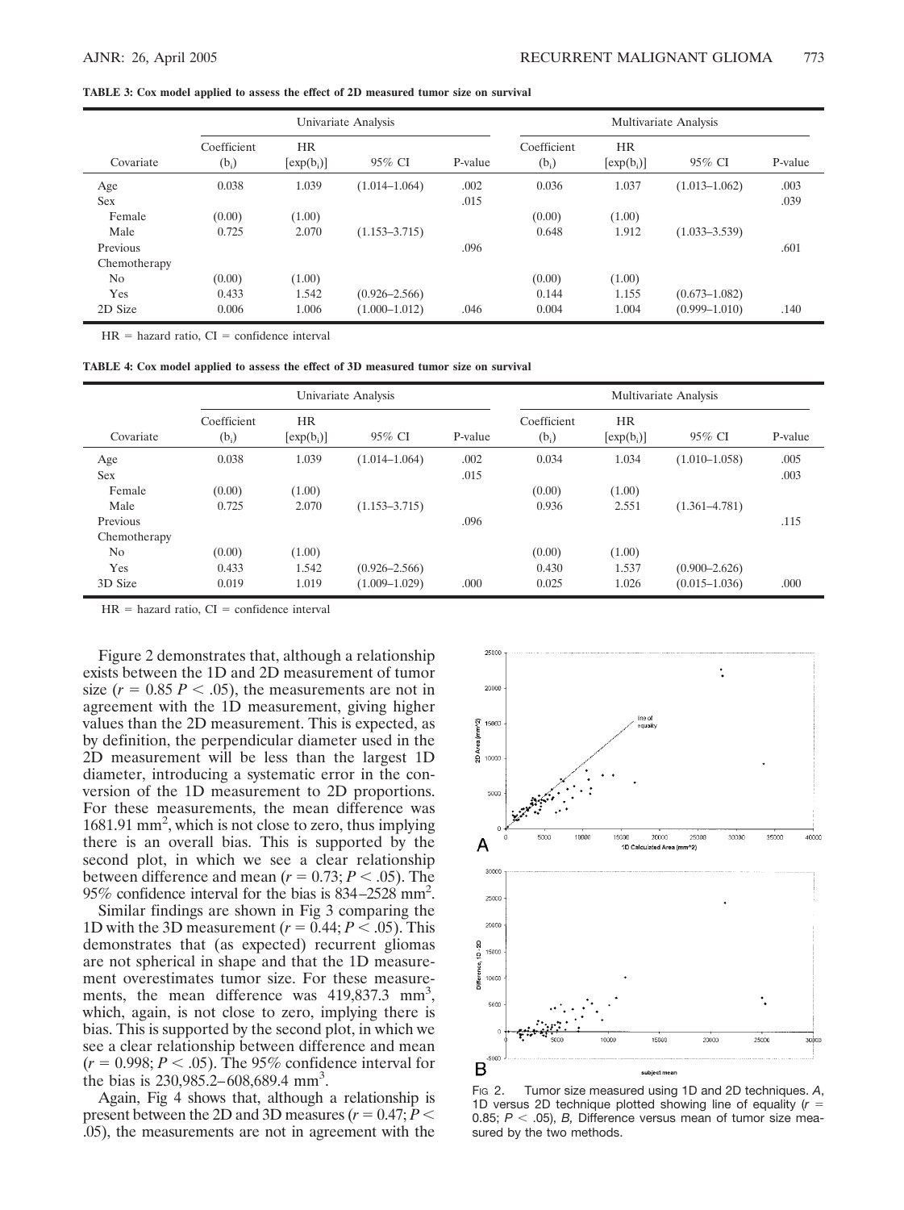**TABLE 3: Cox model applied to assess the effect of 2D measured tumor size on survival**

| Covariate | Univariate Analysis | | | | Multivariate Analysis | | | |
|---|---|---|---|---|---|---|---|---|
| | Coefficient ($b_i$) | HR [exp($b_i$)] | 95% CI | P-value | Coefficient ($b_i$) | HR [exp($b_i$)] | 95% CI | P-value |
| Age | 0.038 | 1.039 | (1.014–1.064) | .002 | 0.036 | 1.037 | (1.013–1.062) | .003 |
| Sex | | | | .015 | | | | .039 |
| Female | (0.00) | (1.00) | | | (0.00) | (1.00) | | |
| Male | 0.725 | 2.070 | (1.153–3.715) | | 0.648 | 1.912 | (1.033–3.539) | |
| Previous Chemotherapy | | | | .096 | | | | .601 |
| No | (0.00) | (1.00) | | | (0.00) | (1.00) | | |
| Yes | 0.433 | 1.542 | (0.926–2.566) | | 0.144 | 1.155 | (0.673–1.082) | |
| 2D Size | 0.006 | 1.006 | (1.000–1.012) | .046 | 0.004 | 1.004 | (0.999–1.010) | .140 |

HR = hazard ratio, CI = confidence interval

**TABLE 4: Cox model applied to assess the effect of 3D measured tumor size on survival**

| Covariate | Univariate Analysis | | | | Multivariate Analysis | | | |
|---|---|---|---|---|---|---|---|---|
| | Coefficient ($b_i$) | HR [exp($b_i$)] | 95% CI | P-value | Coefficient ($b_i$) | HR [exp($b_i$)] | 95% CI | P-value |
| Age | 0.038 | 1.039 | (1.014–1.064) | .002 | 0.034 | 1.034 | (1.010–1.058) | .005 |
| Sex | | | | .015 | | | | .003 |
| Female | (0.00) | (1.00) | | | (0.00) | (1.00) | | |
| Male | 0.725 | 2.070 | (1.153–3.715) | | 0.936 | 2.551 | (1.361–4.781) | |
| Previous Chemotherapy | | | | .096 | | | | .115 |
| No | (0.00) | (1.00) | | | (0.00) | (1.00) | | |
| Yes | 0.433 | 1.542 | (0.926–2.566) | | 0.430 | 1.537 | (0.900–2.626) | |
| 3D Size | 0.019 | 1.019 | (1.009–1.029) | .000 | 0.025 | 1.026 | (0.015–1.036) | .000 |

HR = hazard ratio, CI = confidence interval

Figure 2 demonstrates that, although a relationship exists between the 1D and 2D measurement of tumor size ($r = 0.85$ $P < .05$), the measurements are not in agreement with the 1D measurement, giving higher values than the 2D measurement. This is expected, as by definition, the perpendicular diameter used in the 2D measurement will be less than the largest 1D diameter, introducing a systematic error in the conversion of the 1D measurement to 2D proportions. For these measurements, the mean difference was 1681.91 $mm^2$, which is not close to zero, thus implying there is an overall bias. This is supported by the second plot, in which we see a clear relationship between difference and mean ($r = 0.73$; $P < .05$). The 95% confidence interval for the bias is 834–2528 $mm^2$.

Similar findings are shown in Fig 3 comparing the 1D with the 3D measurement ($r = 0.44$; $P < .05$). This demonstrates that (as expected) recurrent gliomas are not spherical in shape and that the 1D measurement overestimates tumor size. For these measurements, the mean difference was 419,837.3 $mm^3$, which, again, is not close to zero, implying there is bias. This is supported by the second plot, in which we see a clear relationship between difference and mean ($r = 0.998$; $P < .05$). The 95% confidence interval for the bias is 230,985.2–608,689.4 $mm^3$.

Again, Fig 4 shows that, although a relationship is present between the 2D and 3D measures ($r = 0.47$; $P <$ .05), the measurements are not in agreement with the

Fig 2. Tumor size measured using 1D and 2D techniques. *A*, 1D versus 2D technique plotted showing line of equality ($r = 0.85$; $P < .05$), *B*, Difference versus mean of tumor size measured by the two methods.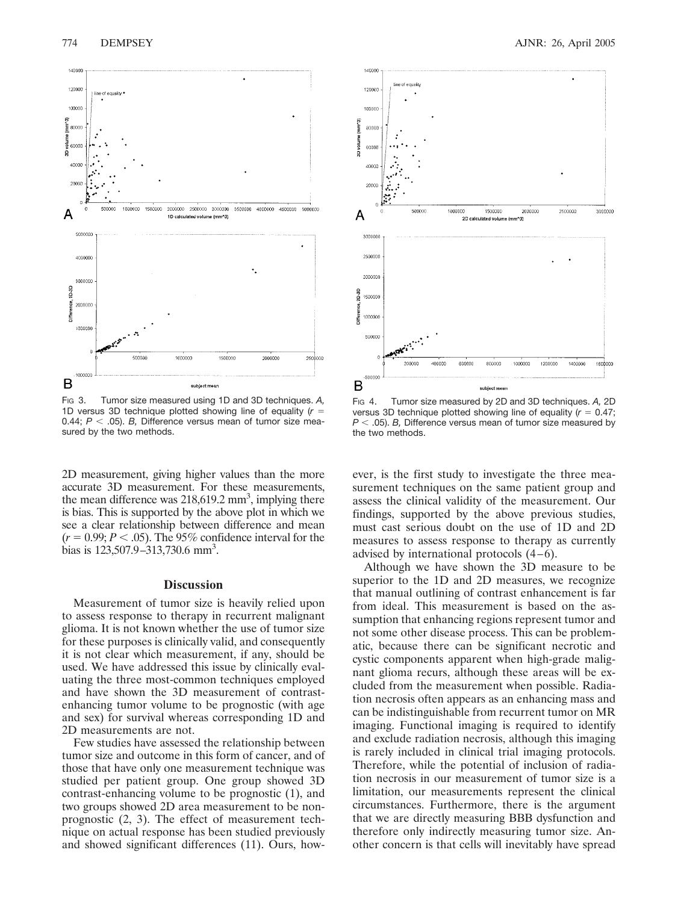Fig 3. Tumor size measured using 1D and 3D techniques. *A*, 1D versus 3D technique plotted showing line of equality ($r = 0.44$; $P < .05$). *B*, Difference versus mean of tumor size measured by the two methods.

Fig 4. Tumor size measured by 2D and 3D techniques. *A*, 2D versus 3D technique plotted showing line of equality ($r = 0.47$; $P < .05$). *B*, Difference versus mean of tumor size measured by the two methods.

2D measurement, giving higher values than the more accurate 3D measurement. For these measurements, the mean difference was 218,619.2 $mm^3$, implying there is bias. This is supported by the above plot in which we see a clear relationship between difference and mean ($r = 0.99$; $P < .05$). The 95% confidence interval for the bias is 123,507.9–313,730.6 $mm^3$.

## Discussion

Measurement of tumor size is heavily relied upon to assess response to therapy in recurrent malignant glioma. It is not known whether the use of tumor size for these purposes is clinically valid, and consequently it is not clear which measurement, if any, should be used. We have addressed this issue by clinically evaluating the three most-common techniques employed and have shown the 3D measurement of contrast-enhancing tumor volume to be prognostic (with age and sex) for survival whereas corresponding 1D and 2D measurements are not.

Few studies have assessed the relationship between tumor size and outcome in this form of cancer, and of those that have only one measurement technique was studied per patient group. One group showed 3D contrast-enhancing volume to be prognostic (1), and two groups showed 2D area measurement to be nonprognostic (2, 3). The effect of measurement technique on actual response has been studied previously and showed significant differences (11). Ours, however, is the first study to investigate the three measurement techniques on the same patient group and assess the clinical validity of the measurement. Our findings, supported by the above previous studies, must cast serious doubt on the use of 1D and 2D measures to assess response to therapy as currently advised by international protocols (4–6).

Although we have shown the 3D measure to be superior to the 1D and 2D measures, we recognize that manual outlining of contrast enhancement is far from ideal. This measurement is based on the assumption that enhancing regions represent tumor and not some other disease process. This can be problematic, because there can be significant necrotic and cystic components apparent when high-grade malignant glioma recurs, although these areas will be excluded from the measurement when possible. Radiation necrosis often appears as an enhancing mass and can be indistinguishable from recurrent tumor on MR imaging. Functional imaging is required to identify and exclude radiation necrosis, although this imaging is rarely included in clinical trial imaging protocols. Therefore, while the potential of inclusion of radiation necrosis in our measurement of tumor size is a limitation, our measurements represent the clinical circumstances. Furthermore, there is the argument that we are directly measuring BBB dysfunction and therefore only indirectly measuring tumor size. Another concern is that cells will inevitably have spread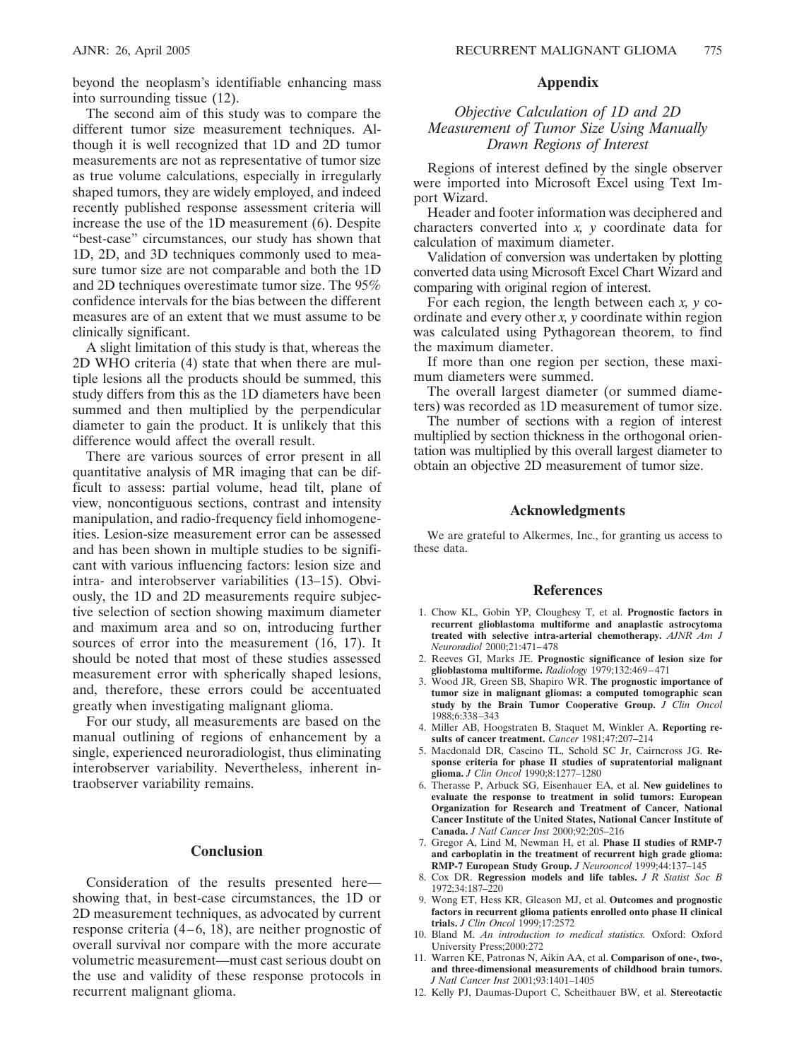beyond the neoplasm's identifiable enhancing mass into surrounding tissue (12).

The second aim of this study was to compare the different tumor size measurement techniques. Although it is well recognized that 1D and 2D tumor measurements are not as representative of tumor size as true volume calculations, especially in irregularly shaped tumors, they are widely employed, and indeed recently published response assessment criteria will increase the use of the 1D measurement (6). Despite "best-case" circumstances, our study has shown that 1D, 2D, and 3D techniques commonly used to measure tumor size are not comparable and both the 1D and 2D techniques overestimate tumor size. The 95% confidence intervals for the bias between the different measures are of an extent that we must assume to be clinically significant.

A slight limitation of this study is that, whereas the 2D WHO criteria (4) state that when there are multiple lesions all the products should be summed, this study differs from this as the 1D diameters have been summed and then multiplied by the perpendicular diameter to gain the product. It is unlikely that this difference would affect the overall result.

There are various sources of error present in all quantitative analysis of MR imaging that can be difficult to assess: partial volume, head tilt, plane of view, noncontiguous sections, contrast and intensity manipulation, and radio-frequency field inhomogeneities. Lesion-size measurement error can be assessed and has been shown in multiple studies to be significant with various influencing factors: lesion size and intra- and interobserver variabilities (13–15). Obviously, the 1D and 2D measurements require subjective selection of section showing maximum diameter and maximum area and so on, introducing further sources of error into the measurement (16, 17). It should be noted that most of these studies assessed measurement error with spherically shaped lesions, and, therefore, these errors could be accentuated greatly when investigating malignant glioma.

For our study, all measurements are based on the manual outlining of regions of enhancement by a single, experienced neuroradiologist, thus eliminating interobserver variability. Nevertheless, inherent intraobserver variability remains.

## Conclusion

Consideration of the results presented here—showing that, in best-case circumstances, the 1D or 2D measurement techniques, as advocated by current response criteria (4–6, 18), are neither prognostic of overall survival nor compare with the more accurate volumetric measurement—must cast serious doubt on the use and validity of these response protocols in recurrent malignant glioma.

## Appendix

### *Objective Calculation of 1D and 2D Measurement of Tumor Size Using Manually Drawn Regions of Interest*

Regions of interest defined by the single observer were imported into Microsoft Excel using Text Import Wizard.

Header and footer information was deciphered and characters converted into *x, y* coordinate data for calculation of maximum diameter.

Validation of conversion was undertaken by plotting converted data using Microsoft Excel Chart Wizard and comparing with original region of interest.

For each region, the length between each *x, y* coordinate and every other *x, y* coordinate within region was calculated using Pythagorean theorem, to find the maximum diameter.

If more than one region per section, these maximum diameters were summed.

The overall largest diameter (or summed diameters) was recorded as 1D measurement of tumor size.

The number of sections with a region of interest multiplied by section thickness in the orthogonal orientation was multiplied by this overall largest diameter to obtain an objective 2D measurement of tumor size.

## Acknowledgments

We are grateful to Alkermes, Inc., for granting us access to these data.

## References

1. Chow KL, Gobin YP, Cloughesy T, et al. **Prognostic factors in recurrent glioblastoma multiforme and anaplastic astrocytoma treated with selective intra-arterial chemotherapy.** *AJNR Am J Neuroradiol* 2000;21:471–478
2. Reeves GI, Marks JE. **Prognostic significance of lesion size for glioblastoma multiforme.** *Radiology* 1979;132:469–471
3. Wood JR, Green SB, Shapiro WR. **The prognostic importance of tumor size in malignant gliomas: a computed tomographic scan study by the Brain Tumor Cooperative Group.** *J Clin Oncol* 1988;6:338–343
4. Miller AB, Hoogstraten B, Staquet M, Winkler A. **Reporting results of cancer treatment.** *Cancer* 1981;47:207–214
5. Macdonald DR, Cascino TL, Schold SC Jr, Cairncross JG. **Response criteria for phase II studies of supratentorial malignant glioma.** *J Clin Oncol* 1990;8:1277–1280
6. Therasse P, Arbuck SG, Eisenhauer EA, et al. **New guidelines to evaluate the response to treatment in solid tumors: European Organization for Research and Treatment of Cancer, National Cancer Institute of the United States, National Cancer Institute of Canada.** *J Natl Cancer Inst* 2000;92:205–216
7. Gregor A, Lind M, Newman H, et al. **Phase II studies of RMP-7 and carboplatin in the treatment of recurrent high grade glioma: RMP-7 European Study Group.** *J Neurooncol* 1999;44:137–145
8. Cox DR. **Regression models and life tables.** *J R Statist Soc B* 1972;34:187–220
9. Wong ET, Hess KR, Gleason MJ, et al. **Outcomes and prognostic factors in recurrent glioma patients enrolled onto phase II clinical trials.** *J Clin Oncol* 1999;17:2572
10. Bland M. *An introduction to medical statistics.* Oxford: Oxford University Press;2000:272
11. Warren KE, Patronas N, Aikin AA, et al. **Comparison of one-, two-, and three-dimensional measurements of childhood brain tumors.** *J Natl Cancer Inst* 2001;93:1401–1405
12. Kelly PJ, Daumas-Duport C, Scheithauer BW, et al. **Stereotactic**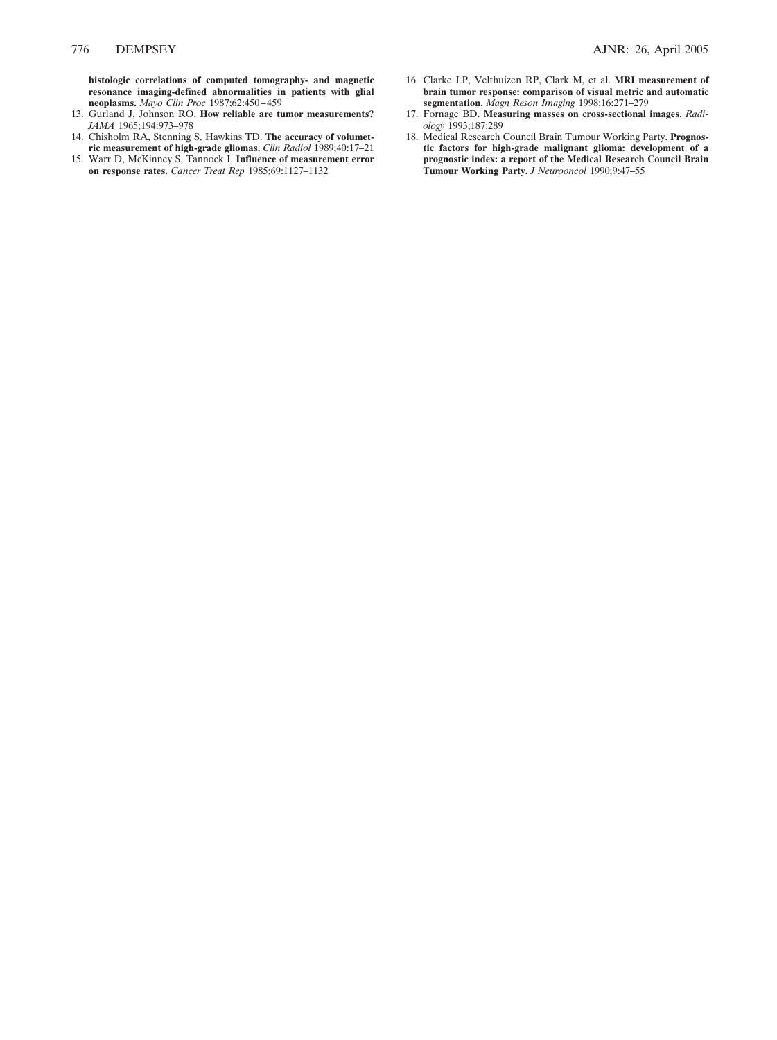histologic correlations of computed tomography- and magnetic resonance imaging-defined abnormalities in patients with glial neoplasms.** *Mayo Clin Proc* 1987;62:450–459

13. Gurland J, Johnson RO. **How reliable are tumor measurements?** *JAMA* 1965;194:973–978
14. Chisholm RA, Stenning S, Hawkins TD. **The accuracy of volumetric measurement of high-grade gliomas.** *Clin Radiol* 1989;40:17–21
15. Warr D, McKinney S, Tannock I. **Influence of measurement error on response rates.** *Cancer Treat Rep* 1985;69:1127–1132
16. Clarke LP, Velthuizen RP, Clark M, et al. **MRI measurement of brain tumor response: comparison of visual metric and automatic segmentation.** *Magn Reson Imaging* 1998;16:271–279
17. Fornage BD. **Measuring masses on cross-sectional images.** *Radiology* 1993;187:289
18. Medical Research Council Brain Tumour Working Party. **Prognostic factors for high-grade malignant glioma: development of a prognostic index: a report of the Medical Research Council Brain Tumour Working Party.** *J Neurooncol* 1990;9:47–55